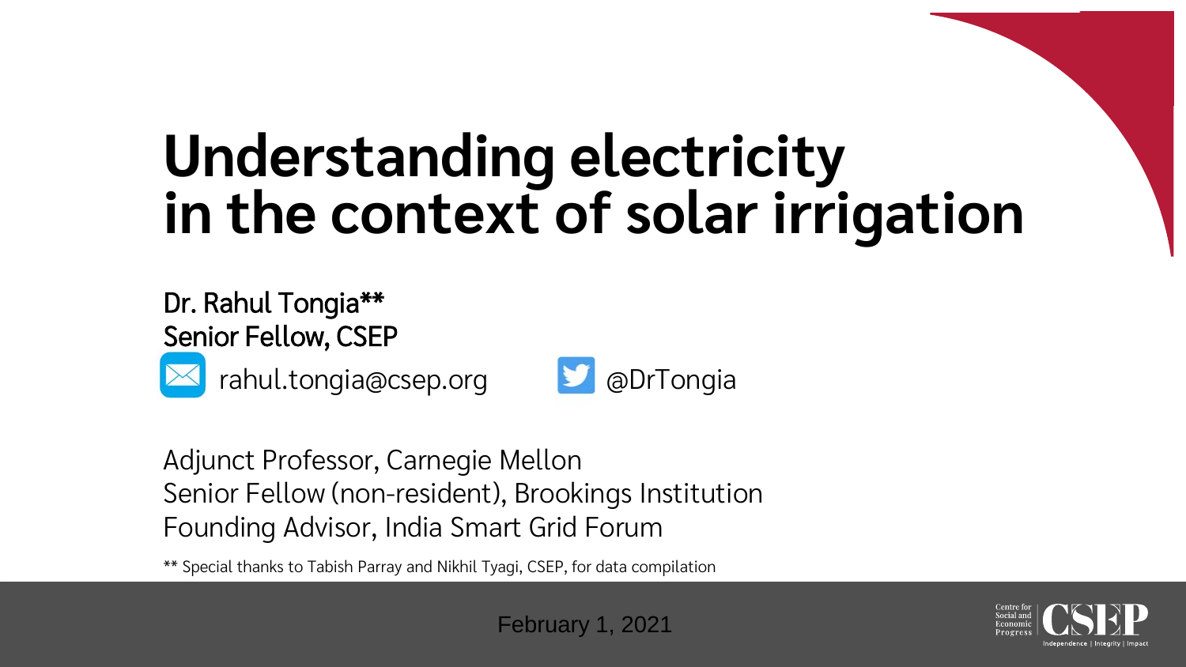# Understanding electricity in the context of solar irrigation

Dr. Rahul Tongia**
Senior Fellow, CSEP

rahul.tongia@csep.org

@DrTongia

Adjunct Professor, Carnegie Mellon
Senior Fellow (non-resident), Brookings Institution
Founding Advisor, India Smart Grid Forum

** Special thanks to Tabish Parray and Nikhil Tyagi, CSEP, for data compilation

February 1, 2021

Centre for Social and Economic Progress
CSEP
Independence | Integrity | Impact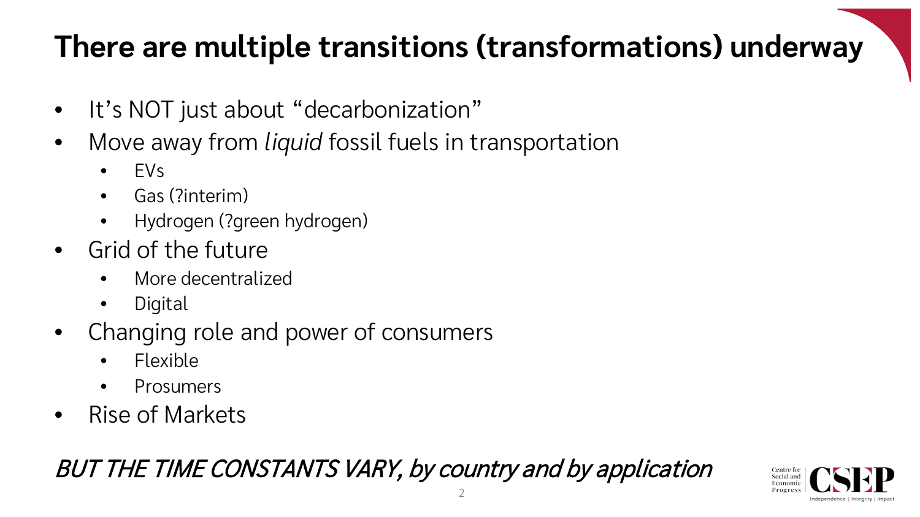# There are multiple transitions (transformations) underway

- It's NOT just about "decarbonization"
- Move away from *liquid* fossil fuels in transportation
  - EVs
  - Gas (?interim)
  - Hydrogen (?green hydrogen)
- Grid of the future
  - More decentralized
  - Digital
- Changing role and power of consumers
  - Flexible
  - Prosumers
- Rise of Markets

*BUT THE TIME CONSTANTS VARY, by country and by application*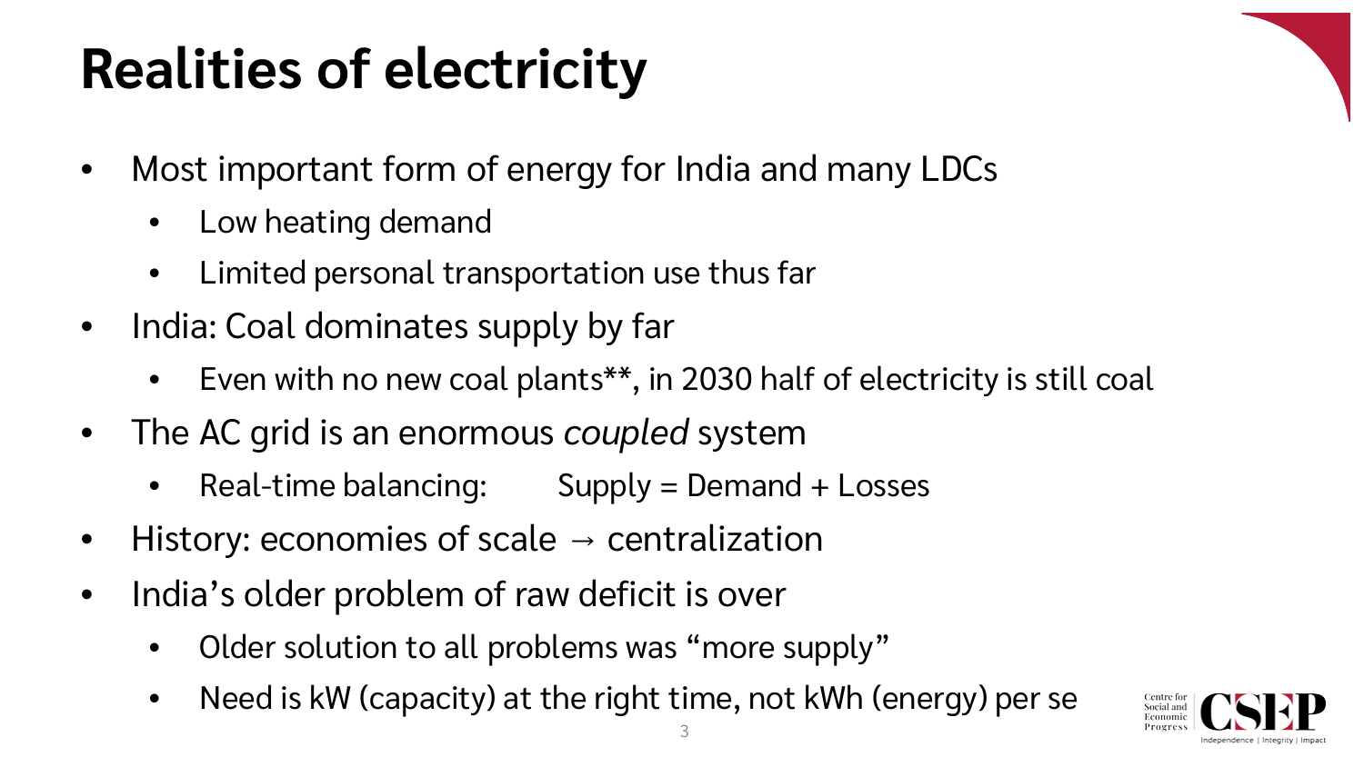# Realities of electricity

- Most important form of energy for India and many LDCs
  - Low heating demand
  - Limited personal transportation use thus far
- India: Coal dominates supply by far
  - Even with no new coal plants**, in 2030 half of electricity is still coal
- The AC grid is an enormous *coupled* system
  - Real-time balancing: Supply = Demand + Losses
- History: economies of scale → centralization
- India's older problem of raw deficit is over
  - Older solution to all problems was "more supply"
  - Need is kW (capacity) at the right time, not kWh (energy) per se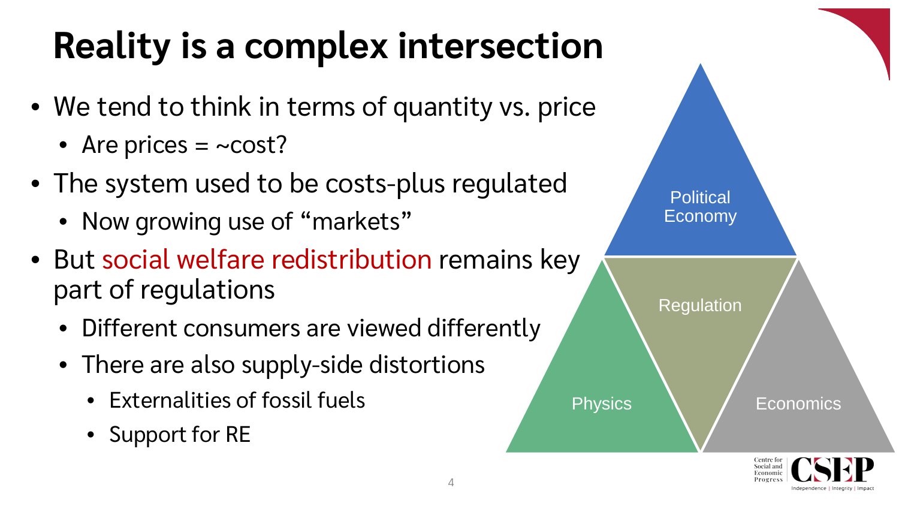# Reality is a complex intersection

- We tend to think in terms of quantity vs. price
  - Are prices = ~cost?
- The system used to be costs-plus regulated
  - Now growing use of "markets"
- But social welfare redistribution remains key part of regulations
  - Different consumers are viewed differently
  - There are also supply-side distortions
    - Externalities of fossil fuels
    - Support for RE

Political Economy

Regulation

Physics

Economics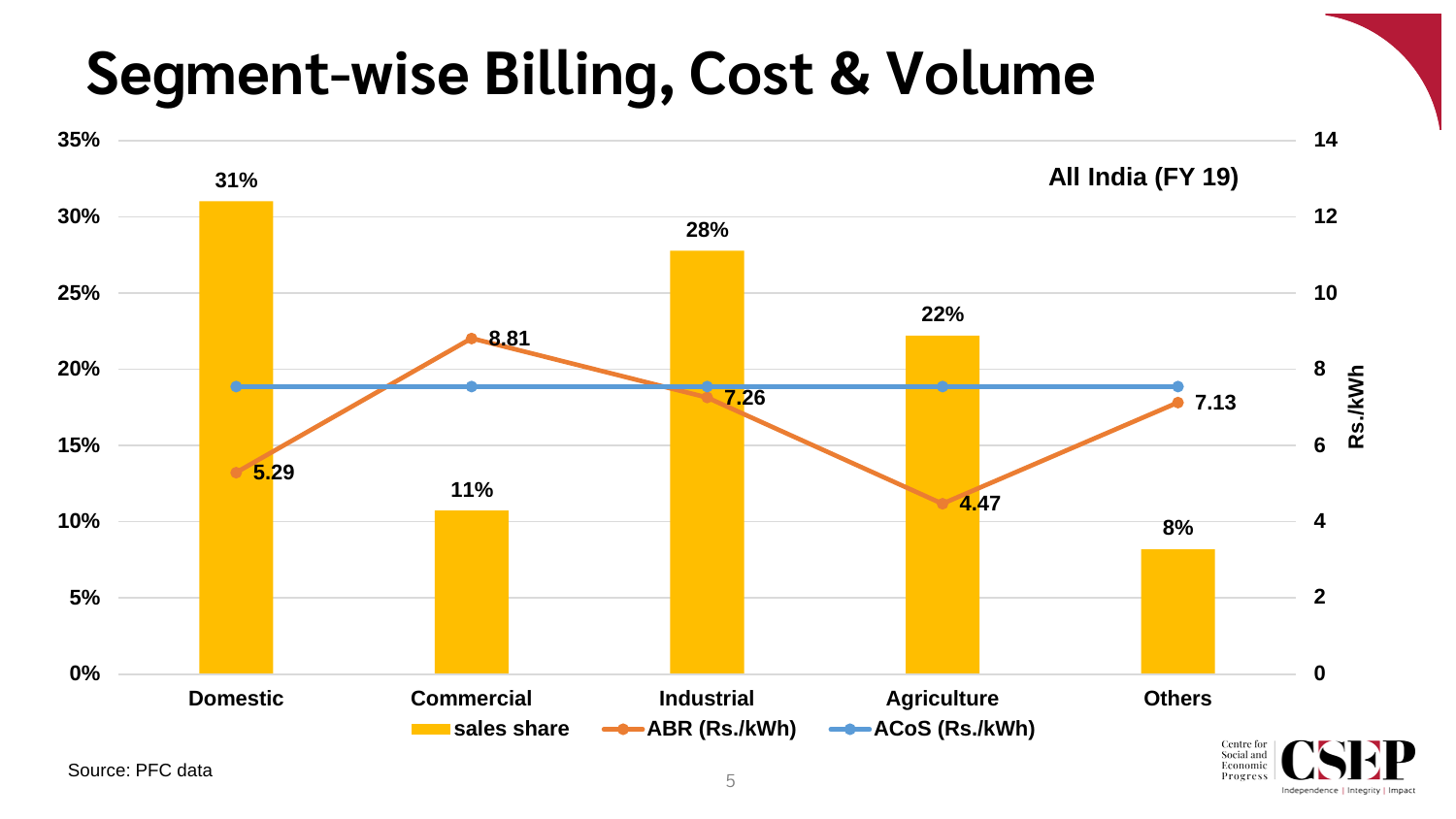# Segment-wise Billing, Cost & Volume

All India (FY 19)

| Segment | sales share | ABR (Rs./kWh) |
|---|---|---|
| Domestic | 31% | 5.29 |
| Commercial | 11% | 8.81 |
| Industrial | 28% | 7.26 |
| Agriculture | 22% | 4.47 |
| Others | 8% | 7.13 |

Legend: sales share; ABR (Rs./kWh); ACoS (Rs./kWh)

Source: PFC data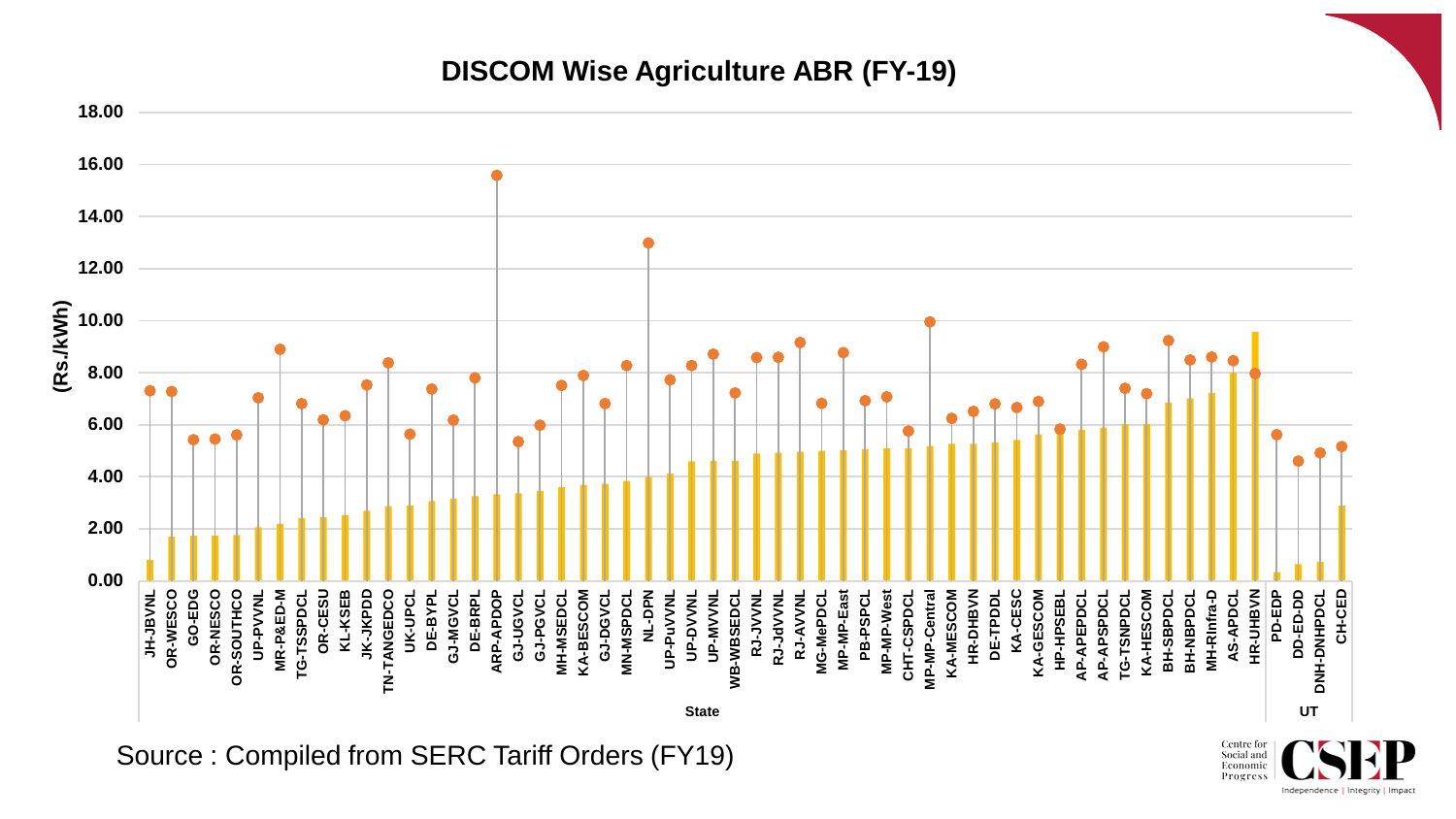## DISCOM Wise Agriculture ABR (FY-19)

Source : Compiled from SERC Tariff Orders (FY19)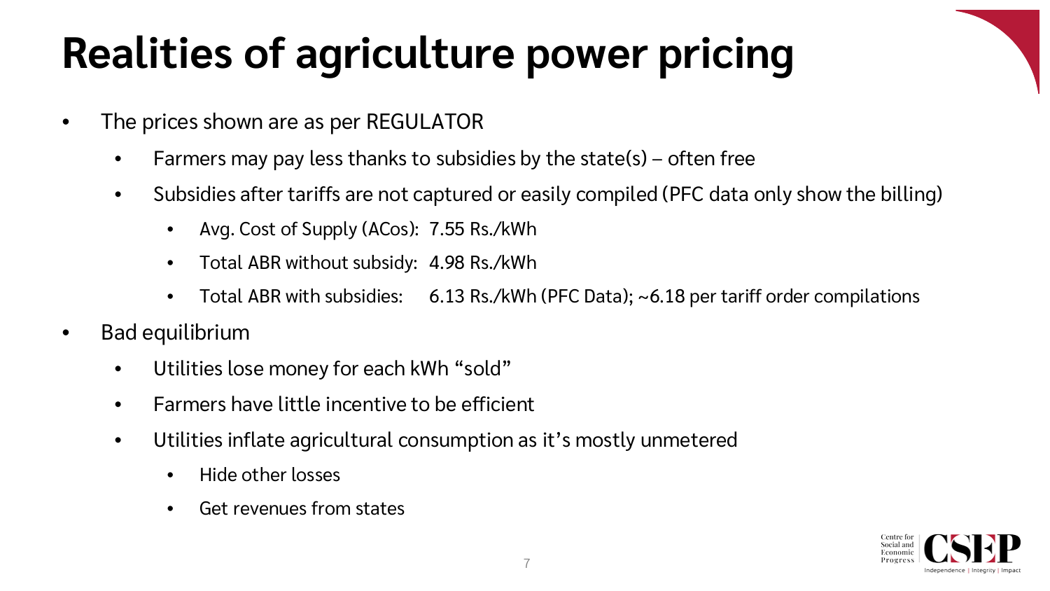# Realities of agriculture power pricing

- The prices shown are as per REGULATOR
  - Farmers may pay less thanks to subsidies by the state(s) – often free
  - Subsidies after tariffs are not captured or easily compiled (PFC data only show the billing)
    - Avg. Cost of Supply (ACos): 7.55 Rs./kWh
    - Total ABR without subsidy: 4.98 Rs./kWh
    - Total ABR with subsidies: 6.13 Rs./kWh (PFC Data); ~6.18 per tariff order compilations
- Bad equilibrium
  - Utilities lose money for each kWh "sold"
  - Farmers have little incentive to be efficient
  - Utilities inflate agricultural consumption as it's mostly unmetered
    - Hide other losses
    - Get revenues from states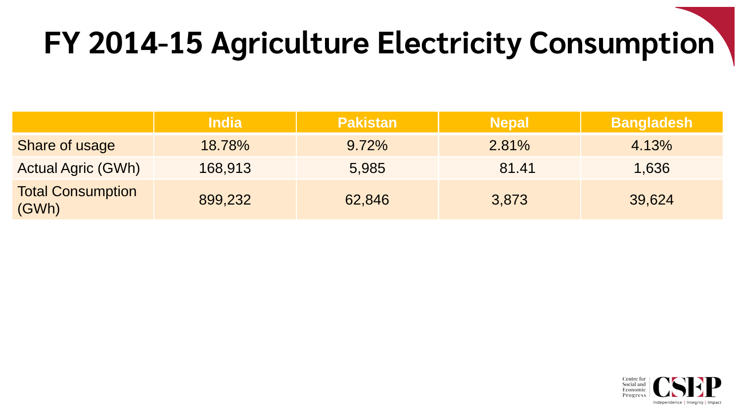# FY 2014-15 Agriculture Electricity Consumption

| | India | Pakistan | Nepal | Bangladesh |
|---|---|---|---|---|
| Share of usage | 18.78% | 9.72% | 2.81% | 4.13% |
| Actual Agric (GWh) | 168,913 | 5,985 | 81.41 | 1,636 |
| Total Consumption (GWh) | 899,232 | 62,846 | 3,873 | 39,624 |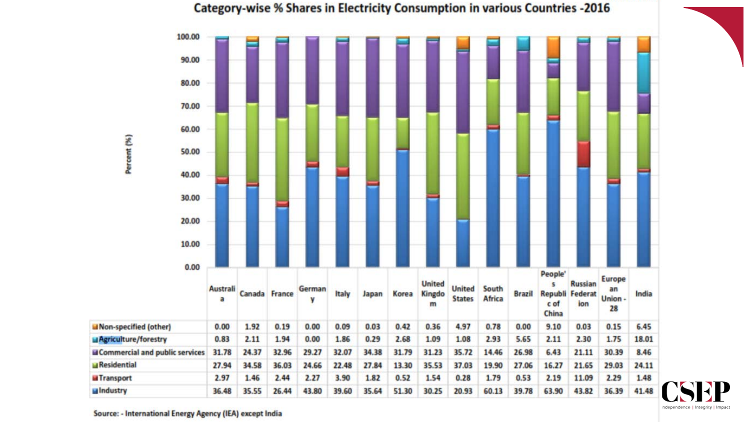## Category-wise % Shares in Electricity Consumption in various Countries -2016

| | Australia | Canada | France | Germany | Italy | Japan | Korea | United Kingdom | United States | South Africa | Brazil | People's Republic of China | Russian Federation | European Union - 28 | India |
|---|---|---|---|---|---|---|---|---|---|---|---|---|---|---|---|
| Non-specified (other) | 0.00 | 1.92 | 0.19 | 0.00 | 0.09 | 0.03 | 0.42 | 0.36 | 4.97 | 0.78 | 0.00 | 9.10 | 0.03 | 0.15 | 6.45 |
| Agriculture/forestry | 0.83 | 2.11 | 1.94 | 0.00 | 1.86 | 0.29 | 2.68 | 1.09 | 1.08 | 2.93 | 5.65 | 2.11 | 2.30 | 1.75 | 18.01 |
| Commercial and public services | 31.78 | 24.37 | 32.96 | 29.27 | 32.07 | 34.38 | 31.79 | 31.23 | 35.72 | 14.46 | 26.98 | 6.43 | 21.11 | 30.39 | 8.46 |
| Residential | 27.94 | 34.58 | 36.03 | 24.66 | 22.48 | 27.84 | 13.30 | 35.53 | 37.03 | 19.90 | 27.06 | 16.27 | 21.65 | 29.03 | 24.11 |
| Transport | 2.97 | 1.46 | 2.44 | 2.27 | 3.90 | 1.82 | 0.52 | 1.54 | 0.28 | 1.79 | 0.53 | 2.19 | 11.09 | 2.29 | 1.48 |
| Industry | 36.48 | 35.55 | 26.44 | 43.80 | 39.60 | 35.64 | 51.30 | 30.25 | 20.93 | 60.13 | 39.78 | 63.90 | 43.82 | 36.39 | 41.48 |

Source: - International Energy Agency (IEA) except India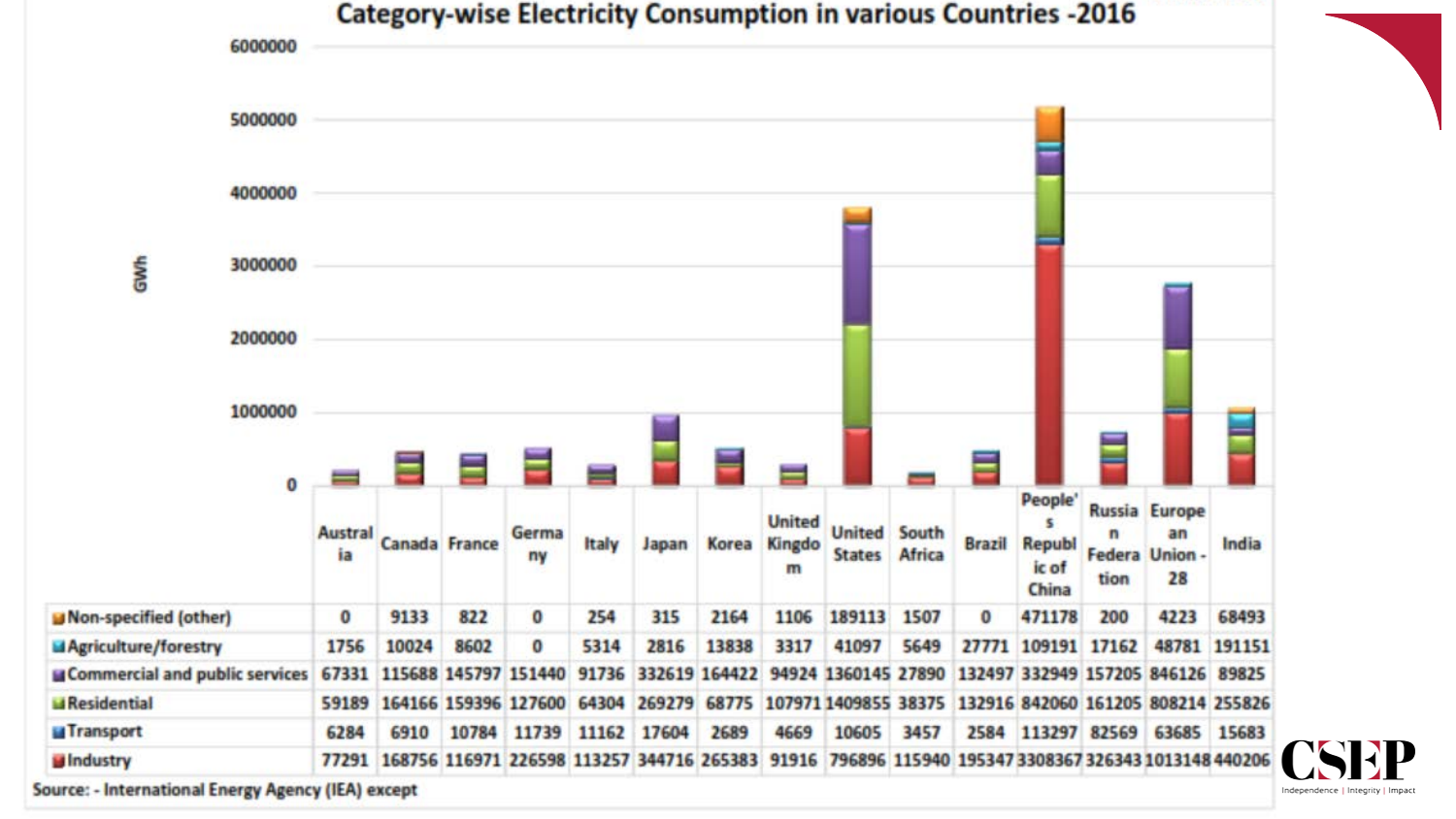# Category-wise Electricity Consumption in various Countries -2016

| | Australia | Canada | France | Germany | Italy | Japan | Korea | United Kingdom | United States | South Africa | Brazil | People's Republic of China | Russian Federation | European Union - 28 | India |
|---|---|---|---|---|---|---|---|---|---|---|---|---|---|---|---|
| Non-specified (other) | 0 | 9133 | 822 | 0 | 254 | 315 | 2164 | 1106 | 189113 | 1507 | 0 | 471178 | 200 | 4223 | 68493 |
| Agriculture/forestry | 1756 | 10024 | 8602 | 0 | 5314 | 2816 | 13838 | 3317 | 41097 | 5649 | 27771 | 109191 | 17162 | 48781 | 191151 |
| Commercial and public services | 67331 | 115688 | 145797 | 151440 | 91736 | 332619 | 164422 | 94924 | 1360145 | 27890 | 132497 | 332949 | 157205 | 846126 | 89825 |
| Residential | 59189 | 164166 | 159396 | 127600 | 64304 | 269279 | 68775 | 107971 | 1409855 | 38375 | 132916 | 842060 | 161205 | 808214 | 255826 |
| Transport | 6284 | 6910 | 10784 | 11739 | 11162 | 17604 | 2689 | 4669 | 10605 | 3457 | 2584 | 113297 | 82569 | 63685 | 15683 |
| Industry | 77291 | 168756 | 116971 | 226598 | 113257 | 344716 | 265383 | 91916 | 796896 | 115940 | 195347 | 3308367 | 326343 | 1013148 | 440206 |

Source: - International Energy Agency (IEA) except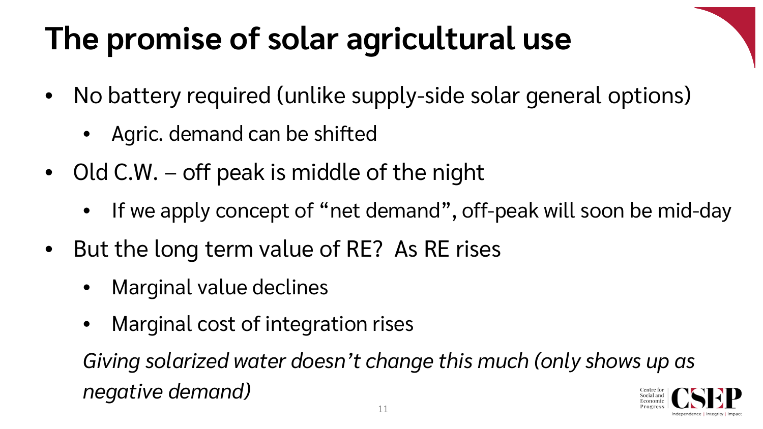# The promise of solar agricultural use

- No battery required (unlike supply-side solar general options)
  - Agric. demand can be shifted
- Old C.W. – off peak is middle of the night
  - If we apply concept of "net demand", off-peak will soon be mid-day
- But the long term value of RE? As RE rises
  - Marginal value declines
  - Marginal cost of integration rises

  *Giving solarized water doesn't change this much (only shows up as negative demand)*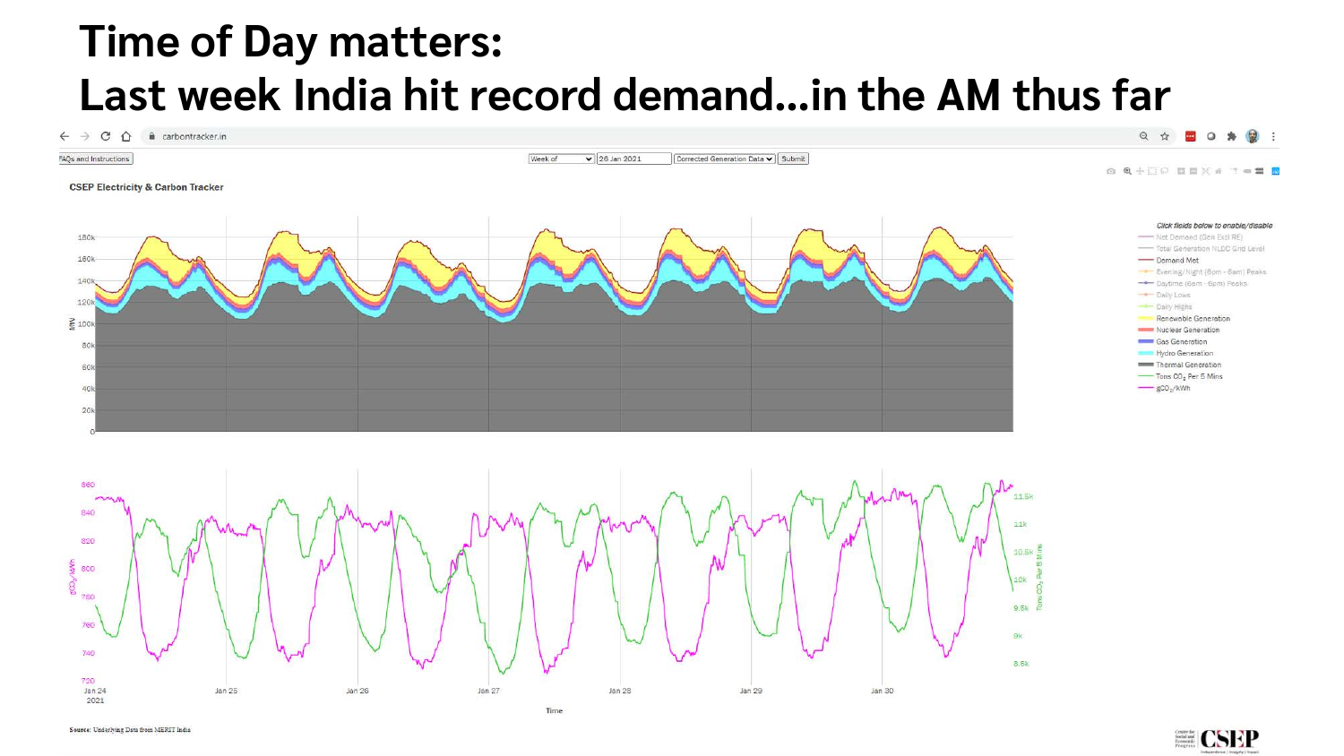# Time of Day matters:
# Last week India hit record demand…in the AM thus far

Source: Underlying Data from MERIT India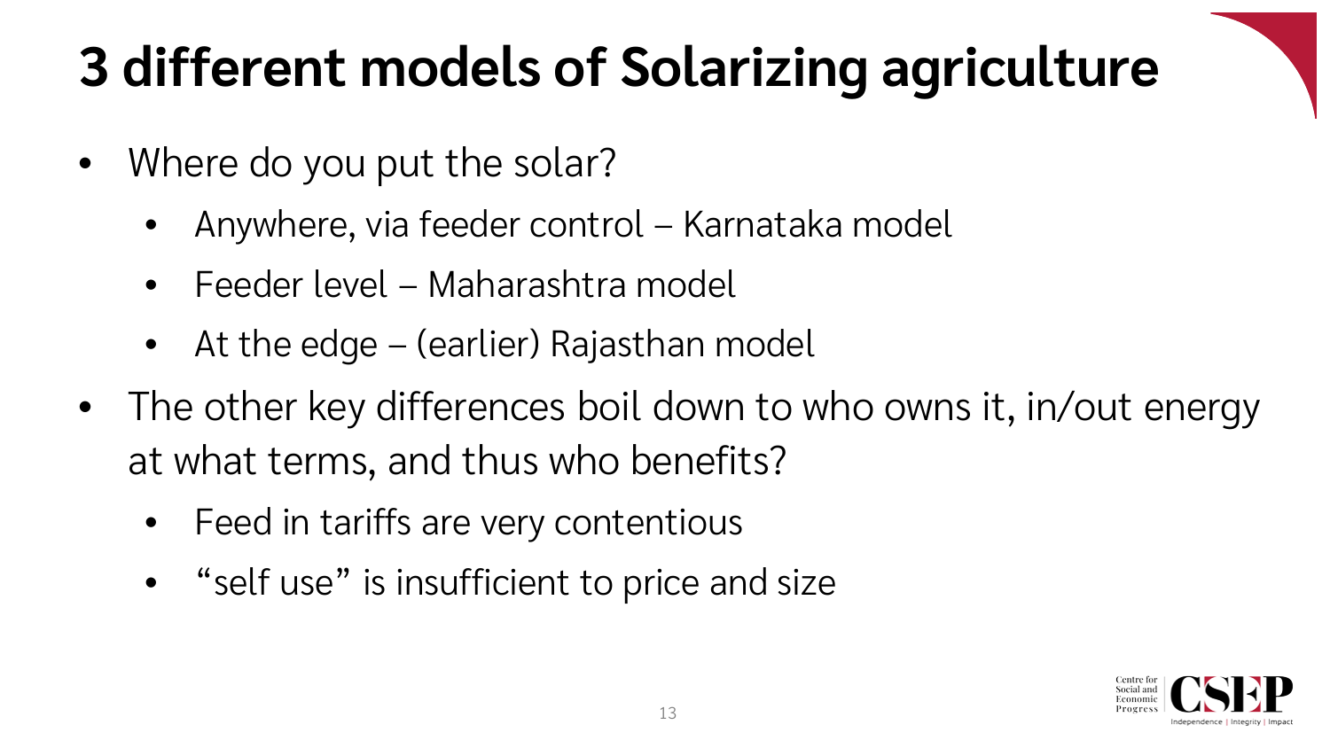# 3 different models of Solarizing agriculture

- Where do you put the solar?
  - Anywhere, via feeder control – Karnataka model
  - Feeder level – Maharashtra model
  - At the edge – (earlier) Rajasthan model
- The other key differences boil down to who owns it, in/out energy at what terms, and thus who benefits?
  - Feed in tariffs are very contentious
  - "self use" is insufficient to price and size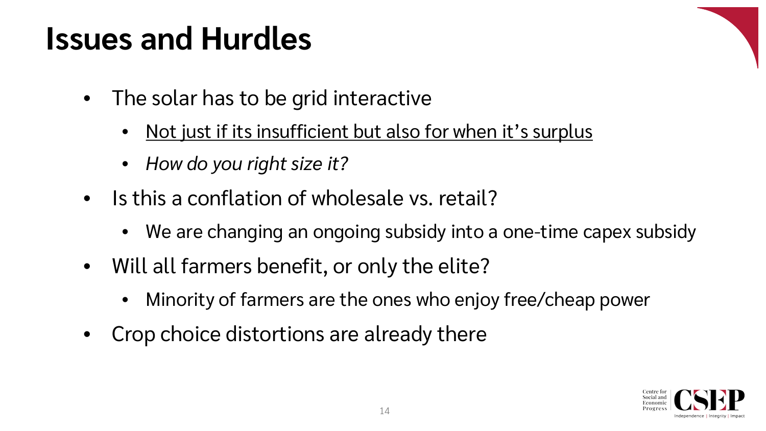# Issues and Hurdles

- The solar has to be grid interactive
  - <u>Not just if its insufficient but also for when it's surplus</u>
  - *How do you right size it?*
- Is this a conflation of wholesale vs. retail?
  - We are changing an ongoing subsidy into a one-time capex subsidy
- Will all farmers benefit, or only the elite?
  - Minority of farmers are the ones who enjoy free/cheap power
- Crop choice distortions are already there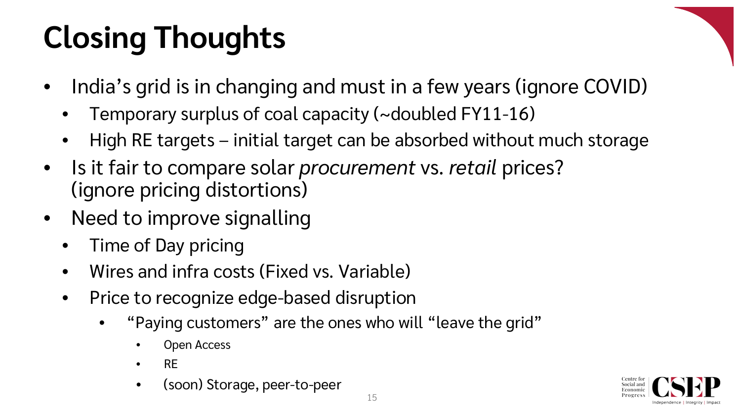# Closing Thoughts

- India's grid is in changing and must in a few years (ignore COVID)
  - Temporary surplus of coal capacity (~doubled FY11-16)
  - High RE targets – initial target can be absorbed without much storage
- Is it fair to compare solar *procurement* vs. *retail* prices? (ignore pricing distortions)
- Need to improve signalling
  - Time of Day pricing
  - Wires and infra costs (Fixed vs. Variable)
  - Price to recognize edge-based disruption
    - "Paying customers" are the ones who will "leave the grid"
      - Open Access
      - RE
      - (soon) Storage, peer-to-peer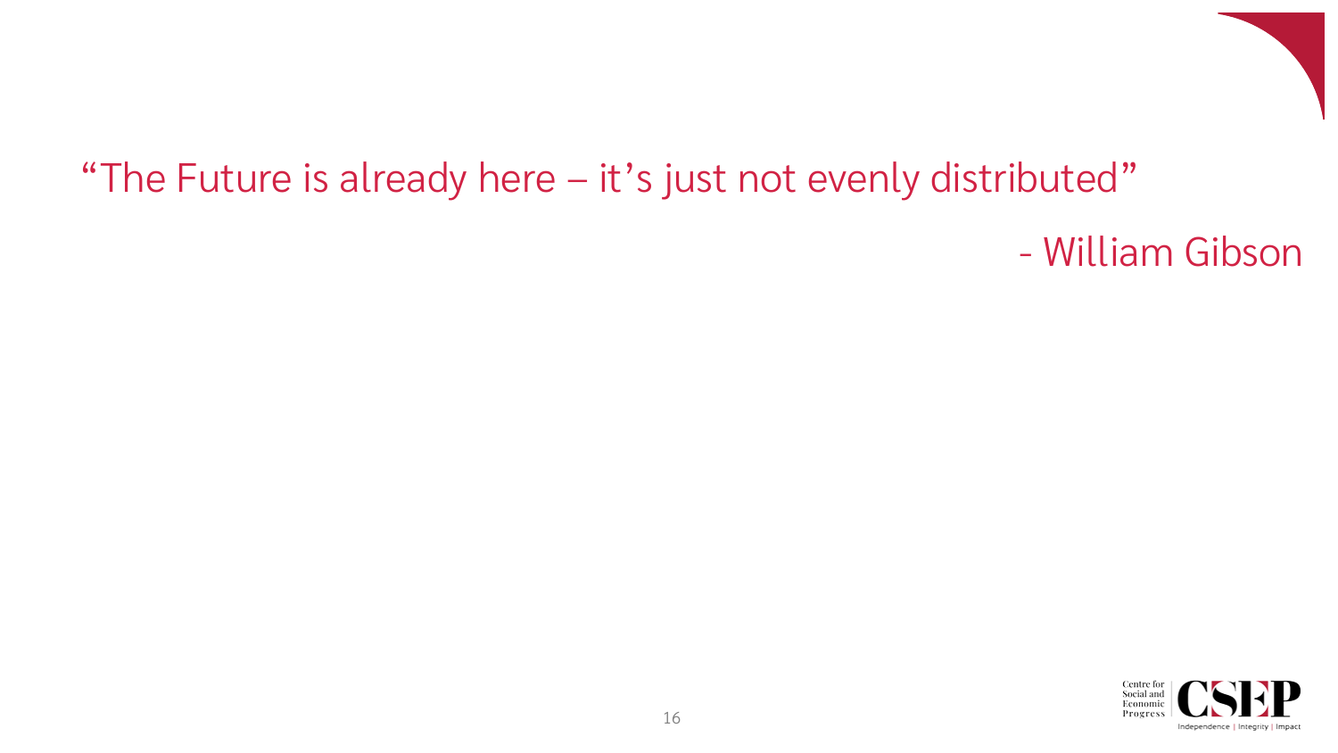"The Future is already here – it's just not evenly distributed"

- William Gibson